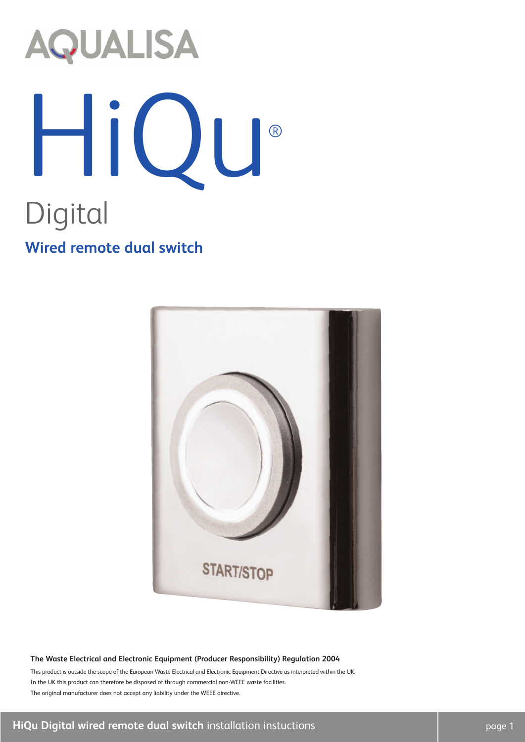AQUALISA

# HiQu®

## Digital

### Wired remote dual switch

START/STOP

**The Waste Electrical and Electronic Equipment (Producer Responsibility) Regulation 2004**

This product is outside the scope of the European Waste Electrical and Electronic Equipment Directive as interpreted within the UK.

In the UK this product can therefore be disposed of through commercial non-WEEE waste facilities.

The original manufacturer does not accept any liability under the WEEE directive.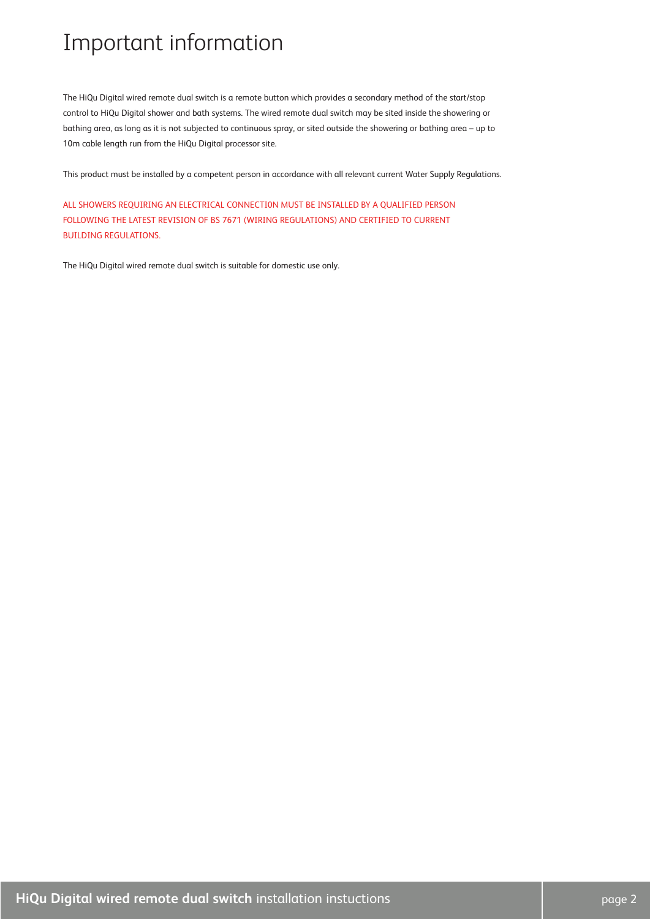# Important information

The HiQu Digital wired remote dual switch is a remote button which provides a secondary method of the start/stop control to HiQu Digital shower and bath systems. The wired remote dual switch may be sited inside the showering or bathing area, as long as it is not subjected to continuous spray, or sited outside the showering or bathing area – up to 10m cable length run from the HiQu Digital processor site.

This product must be installed by a competent person in accordance with all relevant current Water Supply Regulations.

ALL SHOWERS REQUIRING AN ELECTRICAL CONNECTI0N MUST BE INSTALLED BY A QUALIFIED PERSON FOLLOWING THE LATEST REVISION OF BS 7671 (WIRING REGULATIONS) AND CERTIFIED TO CURRENT BUILDING REGULATIONS.

The HiQu Digital wired remote dual switch is suitable for domestic use only.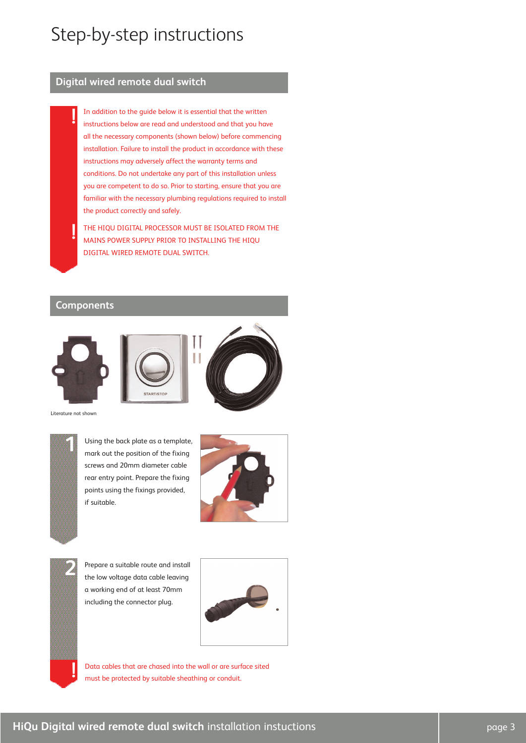# Step-by-step instructions

## Digital wired remote dual switch

! In addition to the guide below it is essential that the written instructions below are read and understood and that you have all the necessary components (shown below) before commencing installation. Failure to install the product in accordance with these instructions may adversely affect the warranty terms and conditions. Do not undertake any part of this installation unless you are competent to do so. Prior to starting, ensure that you are familiar with the necessary plumbing regulations required to install the product correctly and safely.

! THE HIQU DIGITAL PROCESSOR MUST BE ISOLATED FROM THE MAINS POWER SUPPLY PRIOR TO INSTALLING THE HIQU DIGITAL WIRED REMOTE DUAL SWITCH.

## Components

START/STOP

Literature not shown

**1** Using the back plate as a template, mark out the position of the fixing screws and 20mm diameter cable rear entry point. Prepare the fixing points using the fixings provided, if suitable.

**2** Prepare a suitable route and install the low voltage data cable leaving a working end of at least 70mm including the connector plug.

! Data cables that are chased into the wall or are surface sited must be protected by suitable sheathing or conduit.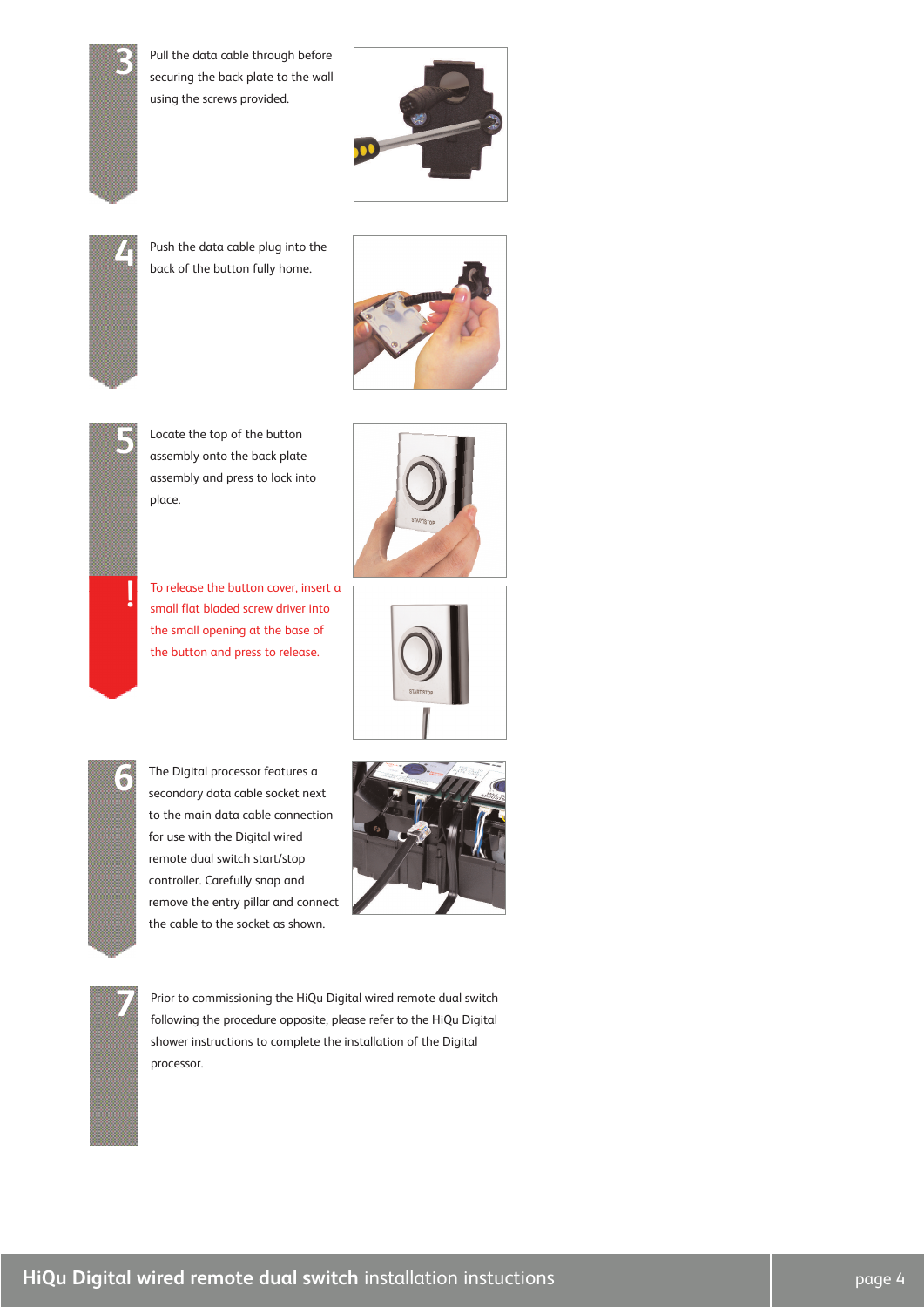**3** Pull the data cable through before securing the back plate to the wall using the screws provided.

**4** Push the data cable plug into the back of the button fully home.

**5** Locate the top of the button assembly onto the back plate assembly and press to lock into place.

**!** To release the button cover, insert a small flat bladed screw driver into the small opening at the base of the button and press to release.

**6** The Digital processor features a secondary data cable socket next to the main data cable connection for use with the Digital wired remote dual switch start/stop controller. Carefully snap and remove the entry pillar and connect the cable to the socket as shown.

**7** Prior to commissioning the HiQu Digital wired remote dual switch following the procedure opposite, please refer to the HiQu Digital shower instructions to complete the installation of the Digital processor.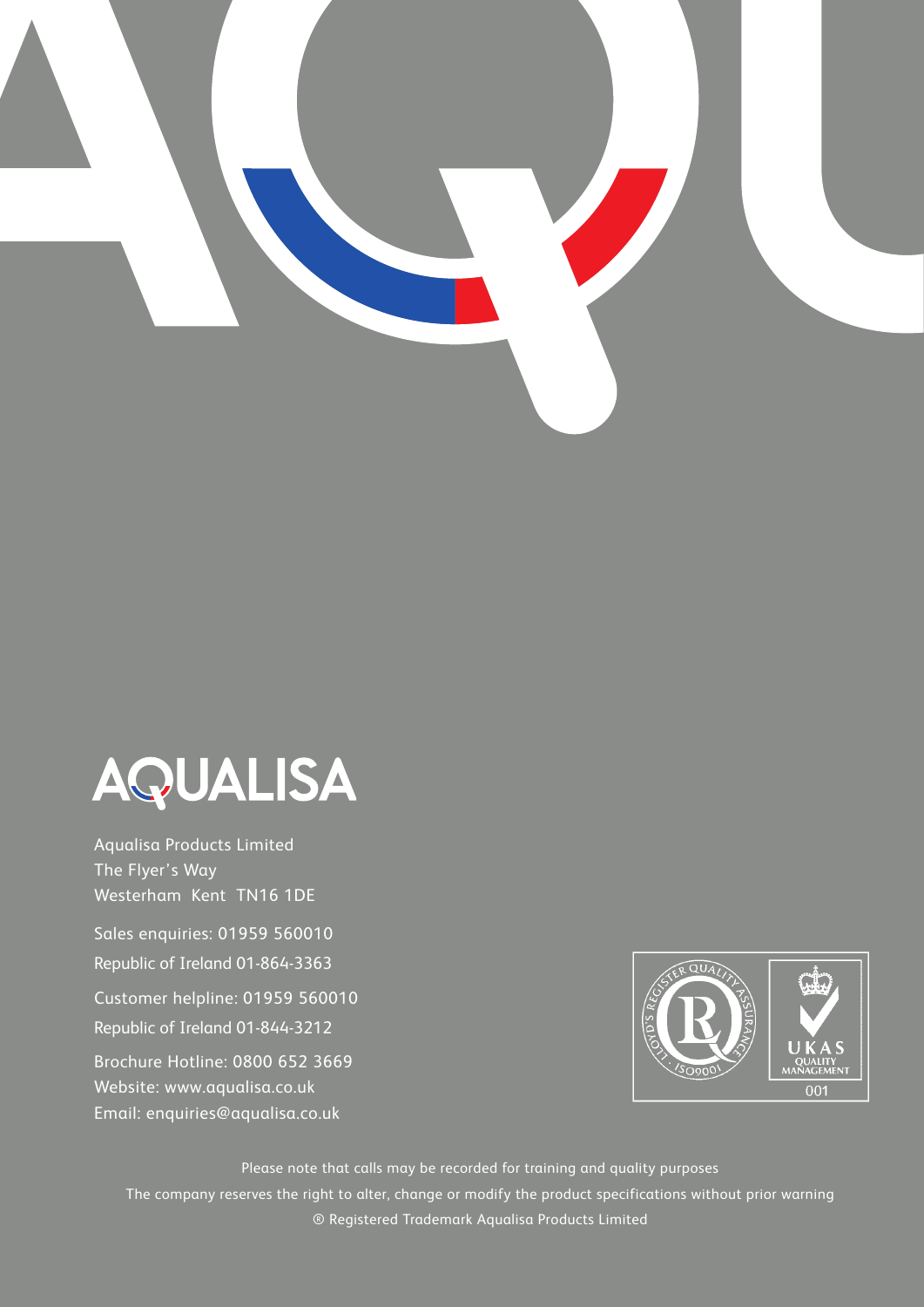AQUALISA

Aqualisa Products Limited
The Flyer's Way
Westerham Kent TN16 1DE

Sales enquiries: 01959 560010
Republic of Ireland 01-864-3363

Customer helpline: 01959 560010
Republic of Ireland 01-844-3212

Brochure Hotline: 0800 652 3669
Website: www.aqualisa.co.uk
Email: enquiries@aqualisa.co.uk

LLOYD'S REGISTER QUALITY ASSURANCE
ISO9001

UKAS
QUALITY MANAGEMENT
001

Please note that calls may be recorded for training and quality purposes

The company reserves the right to alter, change or modify the product specifications without prior warning

® Registered Trademark Aqualisa Products Limited